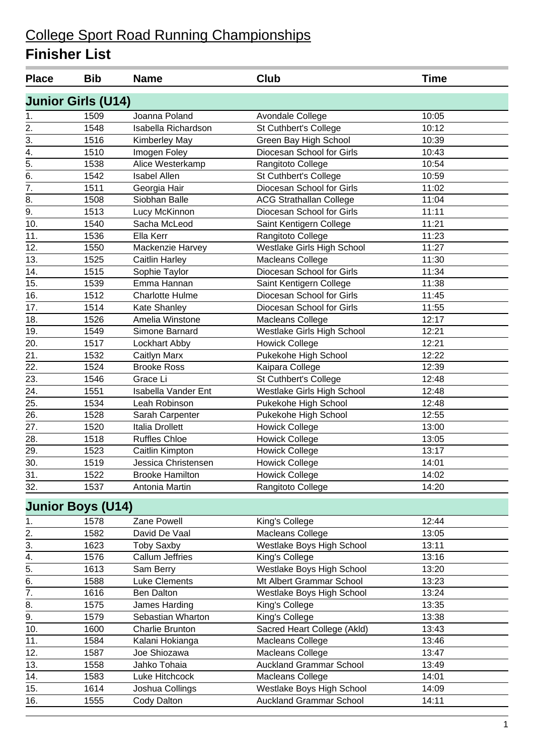# College Sport Road Running Championships

## Finisher List

| Place | Bib | Name | Club | Time |
|---|---|---|---|---|
| **Junior Girls (U14)** | | | | |
| 1. | 1509 | Joanna Poland | Avondale College | 10:05 |
| 2. | 1548 | Isabella Richardson | St Cuthbert's College | 10:12 |
| 3. | 1516 | Kimberley May | Green Bay High School | 10:39 |
| 4. | 1510 | Imogen Foley | Diocesan School for Girls | 10:43 |
| 5. | 1538 | Alice Westerkamp | Rangitoto College | 10:54 |
| 6. | 1542 | Isabel Allen | St Cuthbert's College | 10:59 |
| 7. | 1511 | Georgia Hair | Diocesan School for Girls | 11:02 |
| 8. | 1508 | Siobhan Balle | ACG Strathallan College | 11:04 |
| 9. | 1513 | Lucy McKinnon | Diocesan School for Girls | 11:11 |
| 10. | 1540 | Sacha McLeod | Saint Kentigern College | 11:21 |
| 11. | 1536 | Ella Kerr | Rangitoto College | 11:23 |
| 12. | 1550 | Mackenzie Harvey | Westlake Girls High School | 11:27 |
| 13. | 1525 | Caitlin Harley | Macleans College | 11:30 |
| 14. | 1515 | Sophie Taylor | Diocesan School for Girls | 11:34 |
| 15. | 1539 | Emma Hannan | Saint Kentigern College | 11:38 |
| 16. | 1512 | Charlotte Hulme | Diocesan School for Girls | 11:45 |
| 17. | 1514 | Kate Shanley | Diocesan School for Girls | 11:55 |
| 18. | 1526 | Amelia Winstone | Macleans College | 12:17 |
| 19. | 1549 | Simone Barnard | Westlake Girls High School | 12:21 |
| 20. | 1517 | Lockhart Abby | Howick College | 12:21 |
| 21. | 1532 | Caitlyn Marx | Pukekohe High School | 12:22 |
| 22. | 1524 | Brooke Ross | Kaipara College | 12:39 |
| 23. | 1546 | Grace Li | St Cuthbert's College | 12:48 |
| 24. | 1551 | Isabella Vander Ent | Westlake Girls High School | 12:48 |
| 25. | 1534 | Leah Robinson | Pukekohe High School | 12:48 |
| 26. | 1528 | Sarah Carpenter | Pukekohe High School | 12:55 |
| 27. | 1520 | Italia Drollett | Howick College | 13:00 |
| 28. | 1518 | Ruffles Chloe | Howick College | 13:05 |
| 29. | 1523 | Caitlin Kimpton | Howick College | 13:17 |
| 30. | 1519 | Jessica Christensen | Howick College | 14:01 |
| 31. | 1522 | Brooke Hamilton | Howick College | 14:02 |
| 32. | 1537 | Antonia Martin | Rangitoto College | 14:20 |
| **Junior Boys (U14)** | | | | |
| 1. | 1578 | Zane Powell | King's College | 12:44 |
| 2. | 1582 | David De Vaal | Macleans College | 13:05 |
| 3. | 1623 | Toby Saxby | Westlake Boys High School | 13:11 |
| 4. | 1576 | Callum Jeffries | King's College | 13:16 |
| 5. | 1613 | Sam Berry | Westlake Boys High School | 13:20 |
| 6. | 1588 | Luke Clements | Mt Albert Grammar School | 13:23 |
| 7. | 1616 | Ben Dalton | Westlake Boys High School | 13:24 |
| 8. | 1575 | James Harding | King's College | 13:35 |
| 9. | 1579 | Sebastian Wharton | King's College | 13:38 |
| 10. | 1600 | Charlie Brunton | Sacred Heart College (Akld) | 13:43 |
| 11. | 1584 | Kalani Hokianga | Macleans College | 13:46 |
| 12. | 1587 | Joe Shiozawa | Macleans College | 13:47 |
| 13. | 1558 | Jahko Tohaia | Auckland Grammar School | 13:49 |
| 14. | 1583 | Luke Hitchcock | Macleans College | 14:01 |
| 15. | 1614 | Joshua Collings | Westlake Boys High School | 14:09 |
| 16. | 1555 | Cody Dalton | Auckland Grammar School | 14:11 |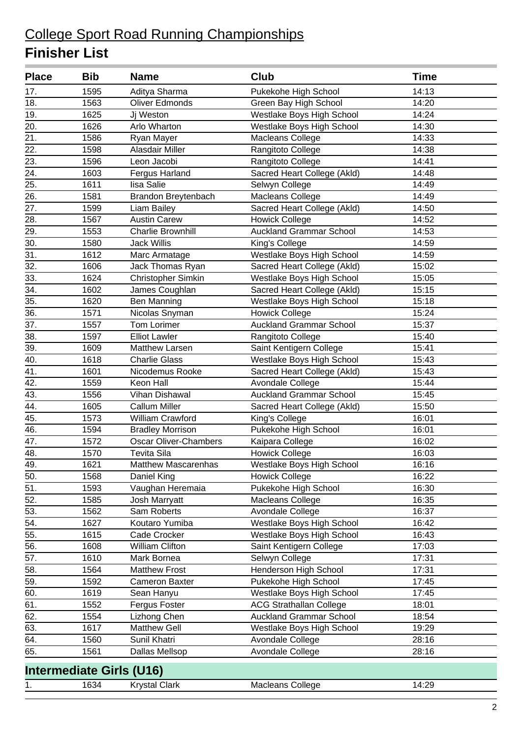# College Sport Road Running Championships

## Finisher List

| Place | Bib | Name | Club | Time |
|---|---|---|---|---|
| 17. | 1595 | Aditya Sharma | Pukekohe High School | 14:13 |
| 18. | 1563 | Oliver Edmonds | Green Bay High School | 14:20 |
| 19. | 1625 | Jj Weston | Westlake Boys High School | 14:24 |
| 20. | 1626 | Arlo Wharton | Westlake Boys High School | 14:30 |
| 21. | 1586 | Ryan Mayer | Macleans College | 14:33 |
| 22. | 1598 | Alasdair Miller | Rangitoto College | 14:38 |
| 23. | 1596 | Leon Jacobi | Rangitoto College | 14:41 |
| 24. | 1603 | Fergus Harland | Sacred Heart College (Akld) | 14:48 |
| 25. | 1611 | Iisa Salie | Selwyn College | 14:49 |
| 26. | 1581 | Brandon Breytenbach | Macleans College | 14:49 |
| 27. | 1599 | Liam Bailey | Sacred Heart College (Akld) | 14:50 |
| 28. | 1567 | Austin Carew | Howick College | 14:52 |
| 29. | 1553 | Charlie Brownhill | Auckland Grammar School | 14:53 |
| 30. | 1580 | Jack Willis | King's College | 14:59 |
| 31. | 1612 | Marc Armatage | Westlake Boys High School | 14:59 |
| 32. | 1606 | Jack Thomas Ryan | Sacred Heart College (Akld) | 15:02 |
| 33. | 1624 | Christopher Simkin | Westlake Boys High School | 15:05 |
| 34. | 1602 | James Coughlan | Sacred Heart College (Akld) | 15:15 |
| 35. | 1620 | Ben Manning | Westlake Boys High School | 15:18 |
| 36. | 1571 | Nicolas Snyman | Howick College | 15:24 |
| 37. | 1557 | Tom Lorimer | Auckland Grammar School | 15:37 |
| 38. | 1597 | Elliot Lawler | Rangitoto College | 15:40 |
| 39. | 1609 | Matthew Larsen | Saint Kentigern College | 15:41 |
| 40. | 1618 | Charlie Glass | Westlake Boys High School | 15:43 |
| 41. | 1601 | Nicodemus Rooke | Sacred Heart College (Akld) | 15:43 |
| 42. | 1559 | Keon Hall | Avondale College | 15:44 |
| 43. | 1556 | Vihan Dishawal | Auckland Grammar School | 15:45 |
| 44. | 1605 | Callum Miller | Sacred Heart College (Akld) | 15:50 |
| 45. | 1573 | William Crawford | King's College | 16:01 |
| 46. | 1594 | Bradley Morrison | Pukekohe High School | 16:01 |
| 47. | 1572 | Oscar Oliver-Chambers | Kaipara College | 16:02 |
| 48. | 1570 | Tevita Sila | Howick College | 16:03 |
| 49. | 1621 | Matthew Mascarenhas | Westlake Boys High School | 16:16 |
| 50. | 1568 | Daniel King | Howick College | 16:22 |
| 51. | 1593 | Vaughan Heremaia | Pukekohe High School | 16:30 |
| 52. | 1585 | Josh Marryatt | Macleans College | 16:35 |
| 53. | 1562 | Sam Roberts | Avondale College | 16:37 |
| 54. | 1627 | Koutaro Yumiba | Westlake Boys High School | 16:42 |
| 55. | 1615 | Cade Crocker | Westlake Boys High School | 16:43 |
| 56. | 1608 | William Clifton | Saint Kentigern College | 17:03 |
| 57. | 1610 | Mark Bornea | Selwyn College | 17:31 |
| 58. | 1564 | Matthew Frost | Henderson High School | 17:31 |
| 59. | 1592 | Cameron Baxter | Pukekohe High School | 17:45 |
| 60. | 1619 | Sean Hanyu | Westlake Boys High School | 17:45 |
| 61. | 1552 | Fergus Foster | ACG Strathallan College | 18:01 |
| 62. | 1554 | Lizhong Chen | Auckland Grammar School | 18:54 |
| 63. | 1617 | Matthew Gell | Westlake Boys High School | 19:29 |
| 64. | 1560 | Sunil Khatri | Avondale College | 28:16 |
| 65. | 1561 | Dallas Mellsop | Avondale College | 28:16 |

### Intermediate Girls (U16)

| Place | Bib | Name | Club | Time |
|---|---|---|---|---|
| 1. | 1634 | Krystal Clark | Macleans College | 14:29 |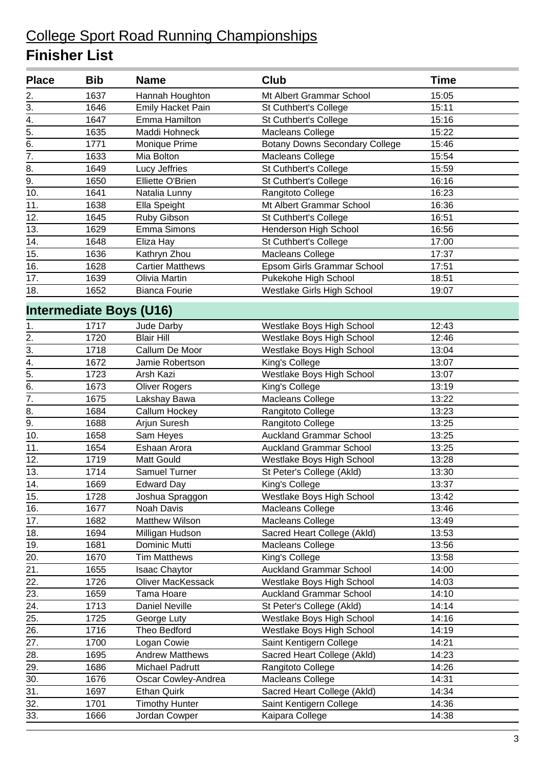# College Sport Road Running Championships

## Finisher List

| Place | Bib | Name | Club | Time |
|---|---|---|---|---|
| 2. | 1637 | Hannah Houghton | Mt Albert Grammar School | 15:05 |
| 3. | 1646 | Emily Hacket Pain | St Cuthbert's College | 15:11 |
| 4. | 1647 | Emma Hamilton | St Cuthbert's College | 15:16 |
| 5. | 1635 | Maddi Hohneck | Macleans College | 15:22 |
| 6. | 1771 | Monique Prime | Botany Downs Secondary College | 15:46 |
| 7. | 1633 | Mia Bolton | Macleans College | 15:54 |
| 8. | 1649 | Lucy Jeffries | St Cuthbert's College | 15:59 |
| 9. | 1650 | Elliette O'Brien | St Cuthbert's College | 16:16 |
| 10. | 1641 | Natalia Lunny | Rangitoto College | 16:23 |
| 11. | 1638 | Ella Speight | Mt Albert Grammar School | 16:36 |
| 12. | 1645 | Ruby Gibson | St Cuthbert's College | 16:51 |
| 13. | 1629 | Emma Simons | Henderson High School | 16:56 |
| 14. | 1648 | Eliza Hay | St Cuthbert's College | 17:00 |
| 15. | 1636 | Kathryn Zhou | Macleans College | 17:37 |
| 16. | 1628 | Cartier Matthews | Epsom Girls Grammar School | 17:51 |
| 17. | 1639 | Olivia Martin | Pukekohe High School | 18:51 |
| 18. | 1652 | Bianca Fourie | Westlake Girls High School | 19:07 |

### Intermediate Boys (U16)

| Place | Bib | Name | Club | Time |
|---|---|---|---|---|
| 1. | 1717 | Jude Darby | Westlake Boys High School | 12:43 |
| 2. | 1720 | Blair Hill | Westlake Boys High School | 12:46 |
| 3. | 1718 | Callum De Moor | Westlake Boys High School | 13:04 |
| 4. | 1672 | Jamie Robertson | King's College | 13:07 |
| 5. | 1723 | Arsh Kazi | Westlake Boys High School | 13:07 |
| 6. | 1673 | Oliver Rogers | King's College | 13:19 |
| 7. | 1675 | Lakshay Bawa | Macleans College | 13:22 |
| 8. | 1684 | Callum Hockey | Rangitoto College | 13:23 |
| 9. | 1688 | Arjun Suresh | Rangitoto College | 13:25 |
| 10. | 1658 | Sam Heyes | Auckland Grammar School | 13:25 |
| 11. | 1654 | Eshaan Arora | Auckland Grammar School | 13:25 |
| 12. | 1719 | Matt Gould | Westlake Boys High School | 13:28 |
| 13. | 1714 | Samuel Turner | St Peter's College (Akld) | 13:30 |
| 14. | 1669 | Edward Day | King's College | 13:37 |
| 15. | 1728 | Joshua Spraggon | Westlake Boys High School | 13:42 |
| 16. | 1677 | Noah Davis | Macleans College | 13:46 |
| 17. | 1682 | Matthew Wilson | Macleans College | 13:49 |
| 18. | 1694 | Milligan Hudson | Sacred Heart College (Akld) | 13:53 |
| 19. | 1681 | Dominic Mutti | Macleans College | 13:56 |
| 20. | 1670 | Tim Matthews | King's College | 13:58 |
| 21. | 1655 | Isaac Chaytor | Auckland Grammar School | 14:00 |
| 22. | 1726 | Oliver MacKessack | Westlake Boys High School | 14:03 |
| 23. | 1659 | Tama Hoare | Auckland Grammar School | 14:10 |
| 24. | 1713 | Daniel Neville | St Peter's College (Akld) | 14:14 |
| 25. | 1725 | George Luty | Westlake Boys High School | 14:16 |
| 26. | 1716 | Theo Bedford | Westlake Boys High School | 14:19 |
| 27. | 1700 | Logan Cowie | Saint Kentigern College | 14:21 |
| 28. | 1695 | Andrew Matthews | Sacred Heart College (Akld) | 14:23 |
| 29. | 1686 | Michael Padrutt | Rangitoto College | 14:26 |
| 30. | 1676 | Oscar Cowley-Andrea | Macleans College | 14:31 |
| 31. | 1697 | Ethan Quirk | Sacred Heart College (Akld) | 14:34 |
| 32. | 1701 | Timothy Hunter | Saint Kentigern College | 14:36 |
| 33. | 1666 | Jordan Cowper | Kaipara College | 14:38 |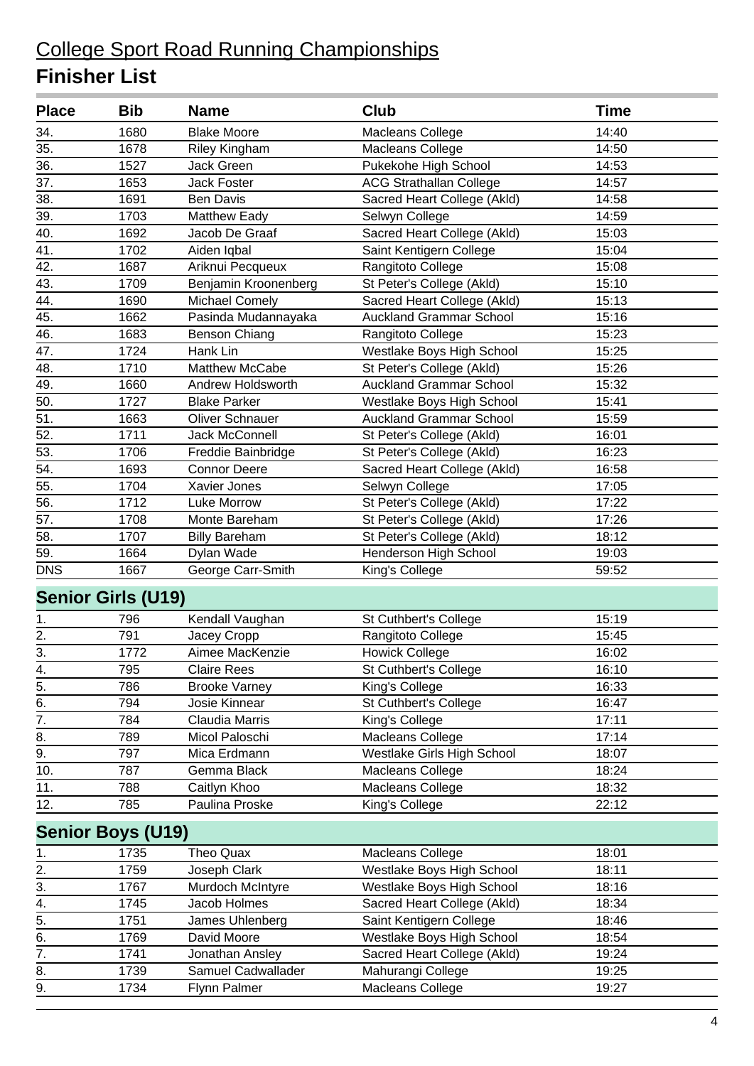# College Sport Road Running Championships

## Finisher List

| Place | Bib | Name | Club | Time |
|---|---|---|---|---|
| 34. | 1680 | Blake Moore | Macleans College | 14:40 |
| 35. | 1678 | Riley Kingham | Macleans College | 14:50 |
| 36. | 1527 | Jack Green | Pukekohe High School | 14:53 |
| 37. | 1653 | Jack Foster | ACG Strathallan College | 14:57 |
| 38. | 1691 | Ben Davis | Sacred Heart College (Akld) | 14:58 |
| 39. | 1703 | Matthew Eady | Selwyn College | 14:59 |
| 40. | 1692 | Jacob De Graaf | Sacred Heart College (Akld) | 15:03 |
| 41. | 1702 | Aiden Iqbal | Saint Kentigern College | 15:04 |
| 42. | 1687 | Ariknui Pecqueux | Rangitoto College | 15:08 |
| 43. | 1709 | Benjamin Kroonenberg | St Peter's College (Akld) | 15:10 |
| 44. | 1690 | Michael Comely | Sacred Heart College (Akld) | 15:13 |
| 45. | 1662 | Pasinda Mudannayaka | Auckland Grammar School | 15:16 |
| 46. | 1683 | Benson Chiang | Rangitoto College | 15:23 |
| 47. | 1724 | Hank Lin | Westlake Boys High School | 15:25 |
| 48. | 1710 | Matthew McCabe | St Peter's College (Akld) | 15:26 |
| 49. | 1660 | Andrew Holdsworth | Auckland Grammar School | 15:32 |
| 50. | 1727 | Blake Parker | Westlake Boys High School | 15:41 |
| 51. | 1663 | Oliver Schnauer | Auckland Grammar School | 15:59 |
| 52. | 1711 | Jack McConnell | St Peter's College (Akld) | 16:01 |
| 53. | 1706 | Freddie Bainbridge | St Peter's College (Akld) | 16:23 |
| 54. | 1693 | Connor Deere | Sacred Heart College (Akld) | 16:58 |
| 55. | 1704 | Xavier Jones | Selwyn College | 17:05 |
| 56. | 1712 | Luke Morrow | St Peter's College (Akld) | 17:22 |
| 57. | 1708 | Monte Bareham | St Peter's College (Akld) | 17:26 |
| 58. | 1707 | Billy Bareham | St Peter's College (Akld) | 18:12 |
| 59. | 1664 | Dylan Wade | Henderson High School | 19:03 |
| DNS | 1667 | George Carr-Smith | King's College | 59:52 |

### Senior Girls (U19)

| Place | Bib | Name | Club | Time |
|---|---|---|---|---|
| 1. | 796 | Kendall Vaughan | St Cuthbert's College | 15:19 |
| 2. | 791 | Jacey Cropp | Rangitoto College | 15:45 |
| 3. | 1772 | Aimee MacKenzie | Howick College | 16:02 |
| 4. | 795 | Claire Rees | St Cuthbert's College | 16:10 |
| 5. | 786 | Brooke Varney | King's College | 16:33 |
| 6. | 794 | Josie Kinnear | St Cuthbert's College | 16:47 |
| 7. | 784 | Claudia Marris | King's College | 17:11 |
| 8. | 789 | Micol Paloschi | Macleans College | 17:14 |
| 9. | 797 | Mica Erdmann | Westlake Girls High School | 18:07 |
| 10. | 787 | Gemma Black | Macleans College | 18:24 |
| 11. | 788 | Caitlyn Khoo | Macleans College | 18:32 |
| 12. | 785 | Paulina Proske | King's College | 22:12 |

### Senior Boys (U19)

| Place | Bib | Name | Club | Time |
|---|---|---|---|---|
| 1. | 1735 | Theo Quax | Macleans College | 18:01 |
| 2. | 1759 | Joseph Clark | Westlake Boys High School | 18:11 |
| 3. | 1767 | Murdoch McIntyre | Westlake Boys High School | 18:16 |
| 4. | 1745 | Jacob Holmes | Sacred Heart College (Akld) | 18:34 |
| 5. | 1751 | James Uhlenberg | Saint Kentigern College | 18:46 |
| 6. | 1769 | David Moore | Westlake Boys High School | 18:54 |
| 7. | 1741 | Jonathan Ansley | Sacred Heart College (Akld) | 19:24 |
| 8. | 1739 | Samuel Cadwallader | Mahurangi College | 19:25 |
| 9. | 1734 | Flynn Palmer | Macleans College | 19:27 |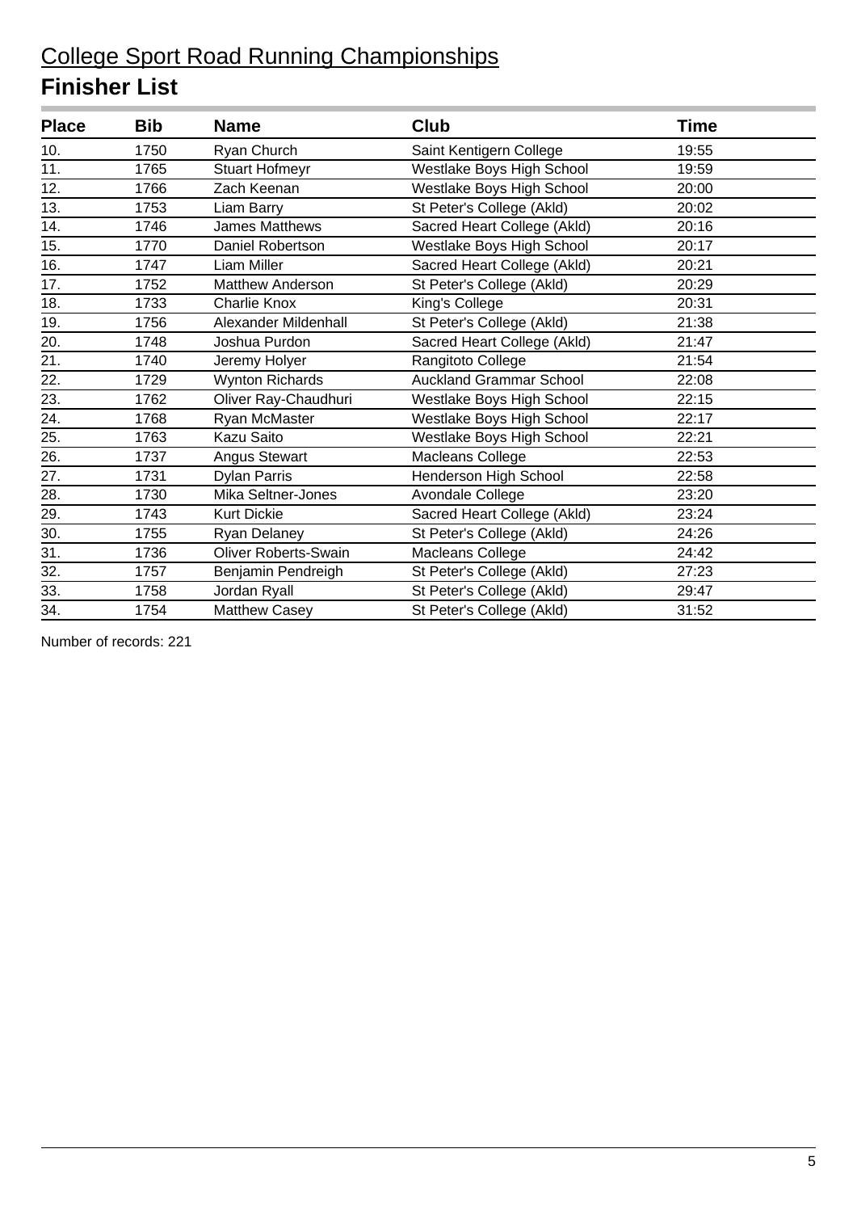# College Sport Road Running Championships

## Finisher List

| Place | Bib | Name | Club | Time |
|---|---|---|---|---|
| 10. | 1750 | Ryan Church | Saint Kentigern College | 19:55 |
| 11. | 1765 | Stuart Hofmeyr | Westlake Boys High School | 19:59 |
| 12. | 1766 | Zach Keenan | Westlake Boys High School | 20:00 |
| 13. | 1753 | Liam Barry | St Peter's College (Akld) | 20:02 |
| 14. | 1746 | James Matthews | Sacred Heart College (Akld) | 20:16 |
| 15. | 1770 | Daniel Robertson | Westlake Boys High School | 20:17 |
| 16. | 1747 | Liam Miller | Sacred Heart College (Akld) | 20:21 |
| 17. | 1752 | Matthew Anderson | St Peter's College (Akld) | 20:29 |
| 18. | 1733 | Charlie Knox | King's College | 20:31 |
| 19. | 1756 | Alexander Mildenhall | St Peter's College (Akld) | 21:38 |
| 20. | 1748 | Joshua Purdon | Sacred Heart College (Akld) | 21:47 |
| 21. | 1740 | Jeremy Holyer | Rangitoto College | 21:54 |
| 22. | 1729 | Wynton Richards | Auckland Grammar School | 22:08 |
| 23. | 1762 | Oliver Ray-Chaudhuri | Westlake Boys High School | 22:15 |
| 24. | 1768 | Ryan McMaster | Westlake Boys High School | 22:17 |
| 25. | 1763 | Kazu Saito | Westlake Boys High School | 22:21 |
| 26. | 1737 | Angus Stewart | Macleans College | 22:53 |
| 27. | 1731 | Dylan Parris | Henderson High School | 22:58 |
| 28. | 1730 | Mika Seltner-Jones | Avondale College | 23:20 |
| 29. | 1743 | Kurt Dickie | Sacred Heart College (Akld) | 23:24 |
| 30. | 1755 | Ryan Delaney | St Peter's College (Akld) | 24:26 |
| 31. | 1736 | Oliver Roberts-Swain | Macleans College | 24:42 |
| 32. | 1757 | Benjamin Pendreigh | St Peter's College (Akld) | 27:23 |
| 33. | 1758 | Jordan Ryall | St Peter's College (Akld) | 29:47 |
| 34. | 1754 | Matthew Casey | St Peter's College (Akld) | 31:52 |

Number of records: 221